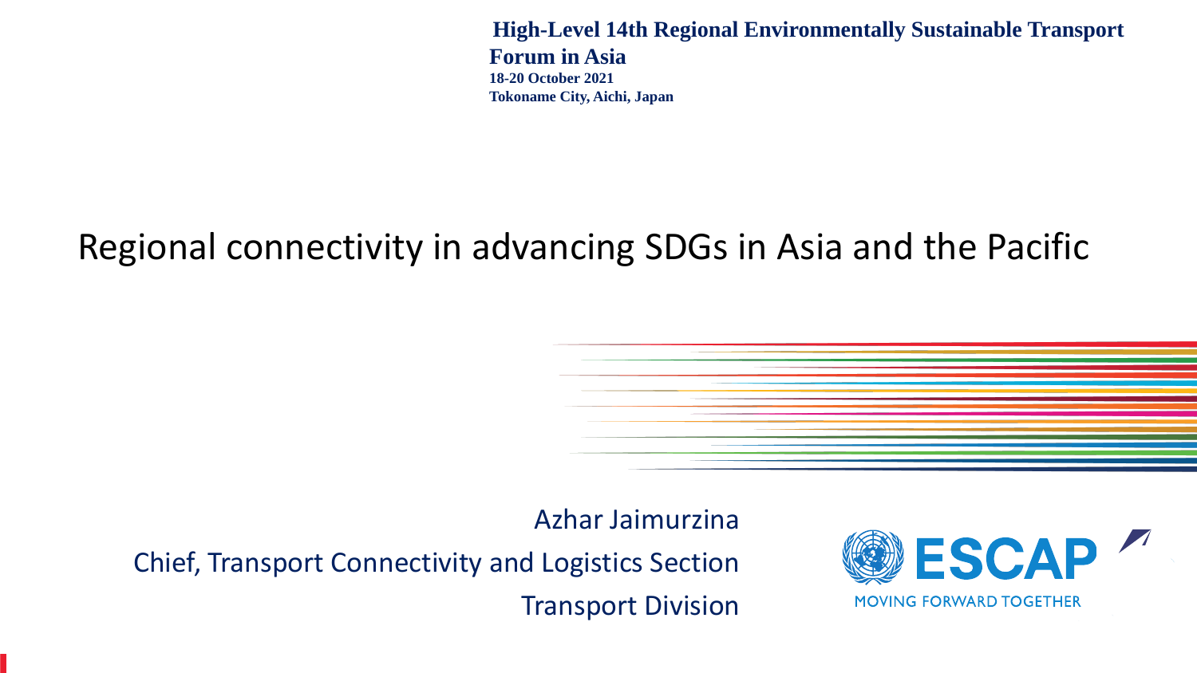**High-Level 14th Regional Environmentally Sustainable Transport Forum in Asia**

**18-20 October 2021**

**Tokoname City, Aichi, Japan**

# Regional connectivity in advancing SDGs in Asia and the Pacific

Azhar Jaimurzina

Chief, Transport Connectivity and Logistics Section

Transport Division

ESCAP

MOVING FORWARD TOGETHER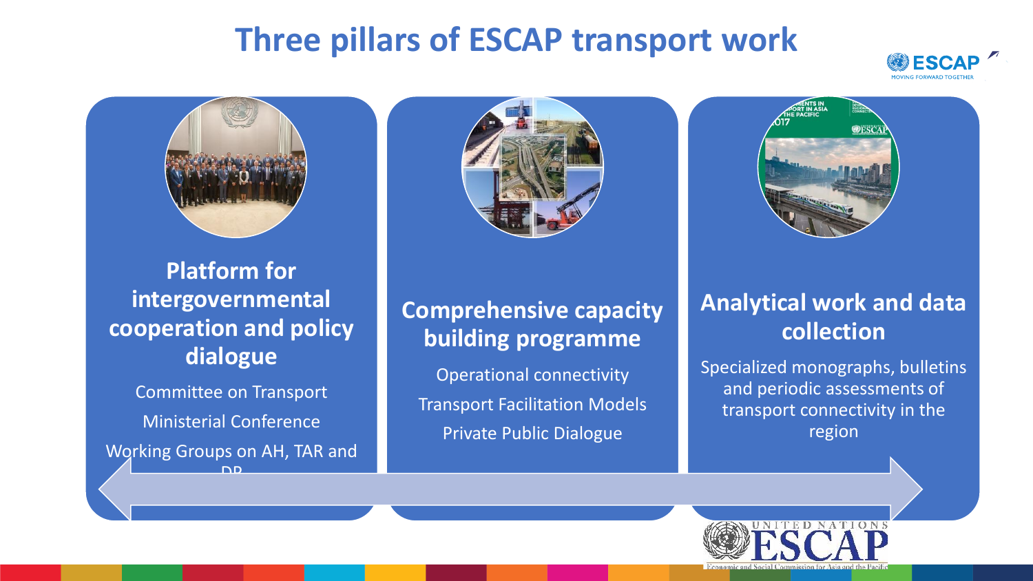# Three pillars of ESCAP transport work

### Platform for intergovernmental cooperation and policy dialogue

Committee on Transport

Ministerial Conference

Working Groups on AH, TAR and DP

### Comprehensive capacity building programme

Operational connectivity

Transport Facilitation Models

Private Public Dialogue

### Analytical work and data collection

Specialized monographs, bulletins and periodic assessments of transport connectivity in the region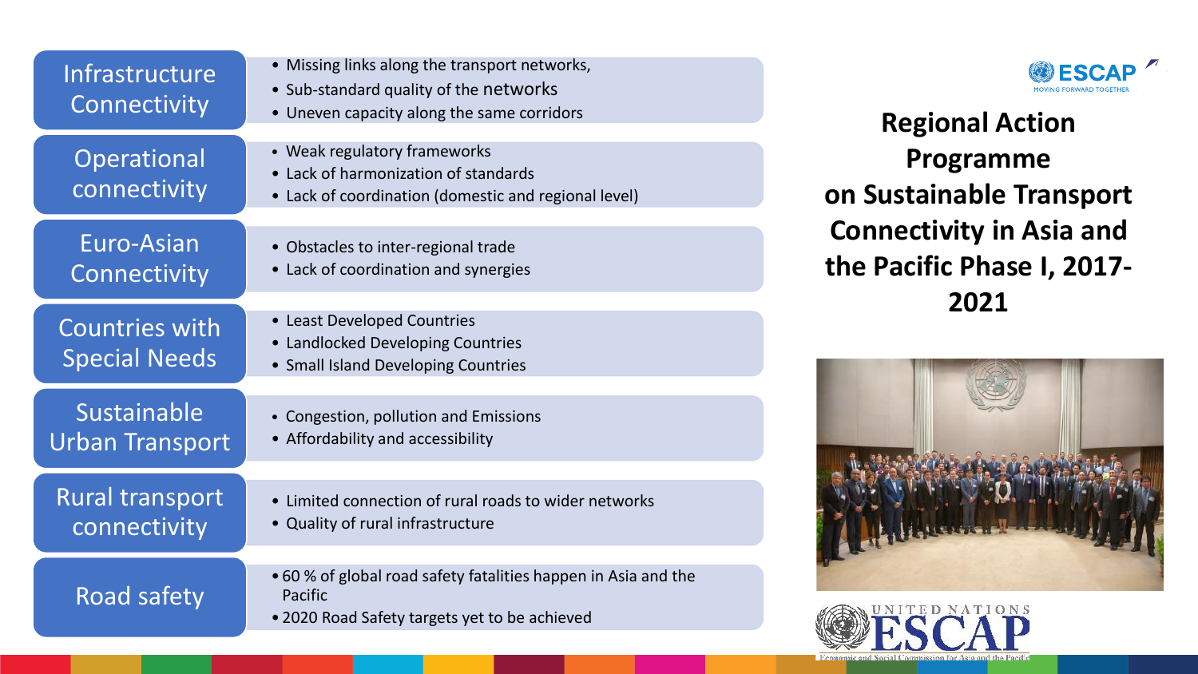# Regional Action Programme on Sustainable Transport Connectivity in Asia and the Pacific Phase I, 2017-2021

### Infrastructure Connectivity

- Missing links along the transport networks,
- Sub-standard quality of the networks
- Uneven capacity along the same corridors

### Operational connectivity

- Weak regulatory frameworks
- Lack of harmonization of standards
- Lack of coordination (domestic and regional level)

### Euro-Asian Connectivity

- Obstacles to inter-regional trade
- Lack of coordination and synergies

### Countries with Special Needs

- Least Developed Countries
- Landlocked Developing Countries
- Small Island Developing Countries

### Sustainable Urban Transport

- Congestion, pollution and Emissions
- Affordability and accessibility

### Rural transport connectivity

- Limited connection of rural roads to wider networks
- Quality of rural infrastructure

### Road safety

- 60 % of global road safety fatalities happen in Asia and the Pacific
- 2020 Road Safety targets yet to be achieved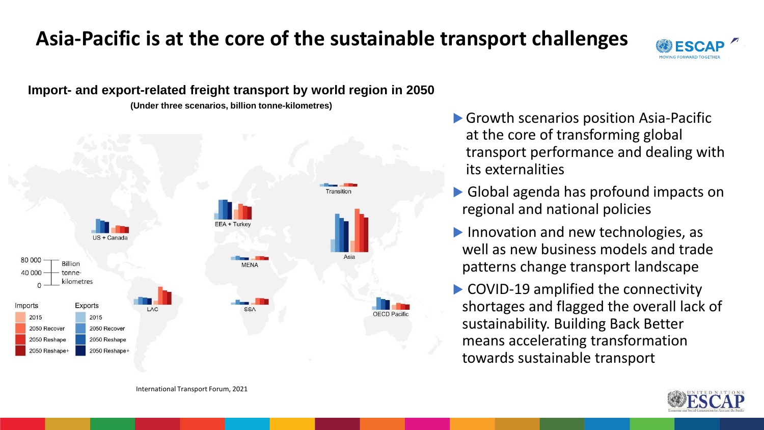# Asia-Pacific is at the core of the sustainable transport challenges

**Import- and export-related freight transport by world region in 2050**

**(Under three scenarios, billion tonne-kilometres)**

Transition

EEA + Turkey

US + Canada

Asia

MENA

80 000
40 000
0

Billion tonne-kilometres

Imports: 2015, 2050 Recover, 2050 Reshape, 2050 Reshape+

Exports: 2015, 2050 Recover, 2050 Reshape, 2050 Reshape+

LAC

SSA

OECD Pacific

International Transport Forum, 2021

- Growth scenarios position Asia-Pacific at the core of transforming global transport performance and dealing with its externalities
- Global agenda has profound impacts on regional and national policies
- Innovation and new technologies, as well as new business models and trade patterns change transport landscape
- COVID-19 amplified the connectivity shortages and flagged the overall lack of sustainability. Building Back Better means accelerating transformation towards sustainable transport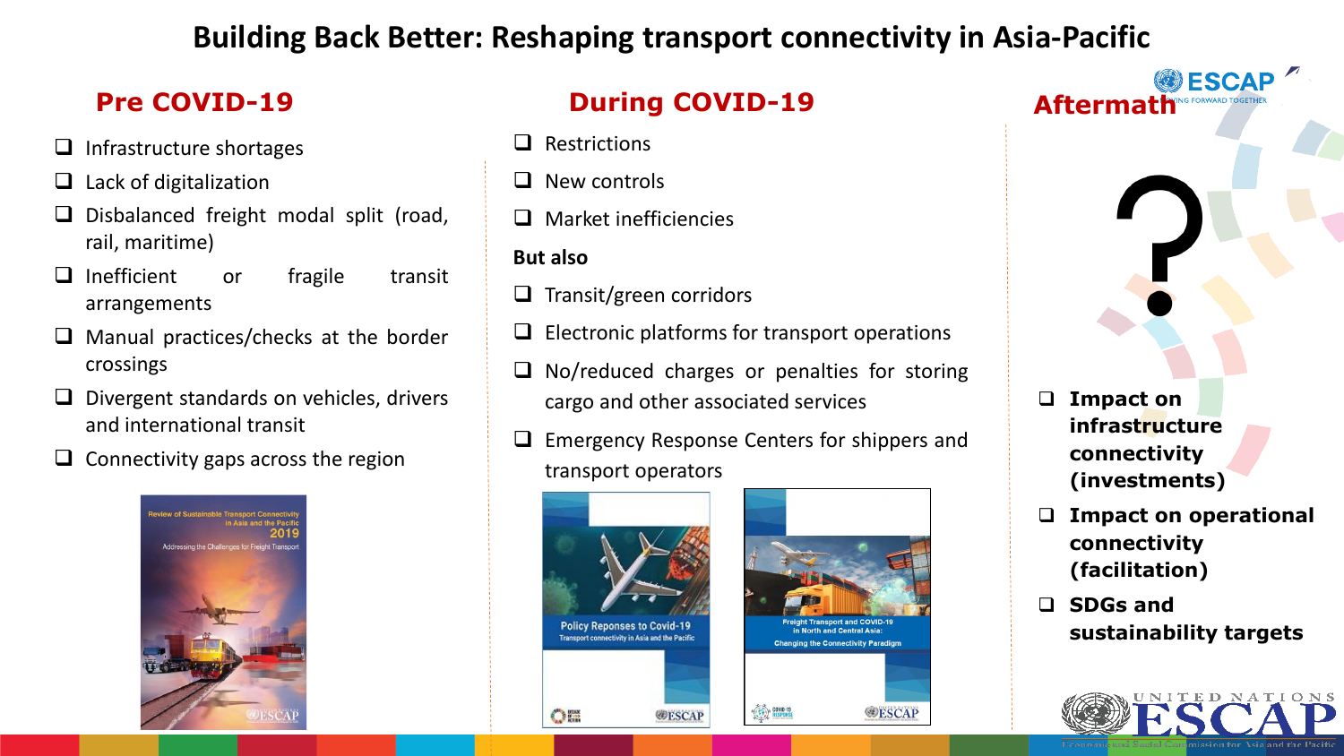# Building Back Better: Reshaping transport connectivity in Asia-Pacific

## Pre COVID-19

- Infrastructure shortages
- Lack of digitalization
- Disbalanced freight modal split (road, rail, maritime)
- Inefficient or fragile transit arrangements
- Manual practices/checks at the border crossings
- Divergent standards on vehicles, drivers and international transit
- Connectivity gaps across the region

Review of Sustainable Transport Connectivity in Asia and the Pacific 2019
Addressing the Challenges for Freight Transport

## During COVID-19

- Restrictions
- New controls
- Market inefficiencies

**But also**

- Transit/green corridors
- Electronic platforms for transport operations
- No/reduced charges or penalties for storing cargo and other associated services
- Emergency Response Centers for shippers and transport operators

Policy Reponses to Covid-19
Transport connectivity in Asia and the Pacific

Freight Transport and COVID-19 in North and Central Asia: Changing the Connectivity Paradigm

## Aftermath

?

- **Impact on infrastructure connectivity (investments)**
- **Impact on operational connectivity (facilitation)**
- **SDGs and sustainability targets**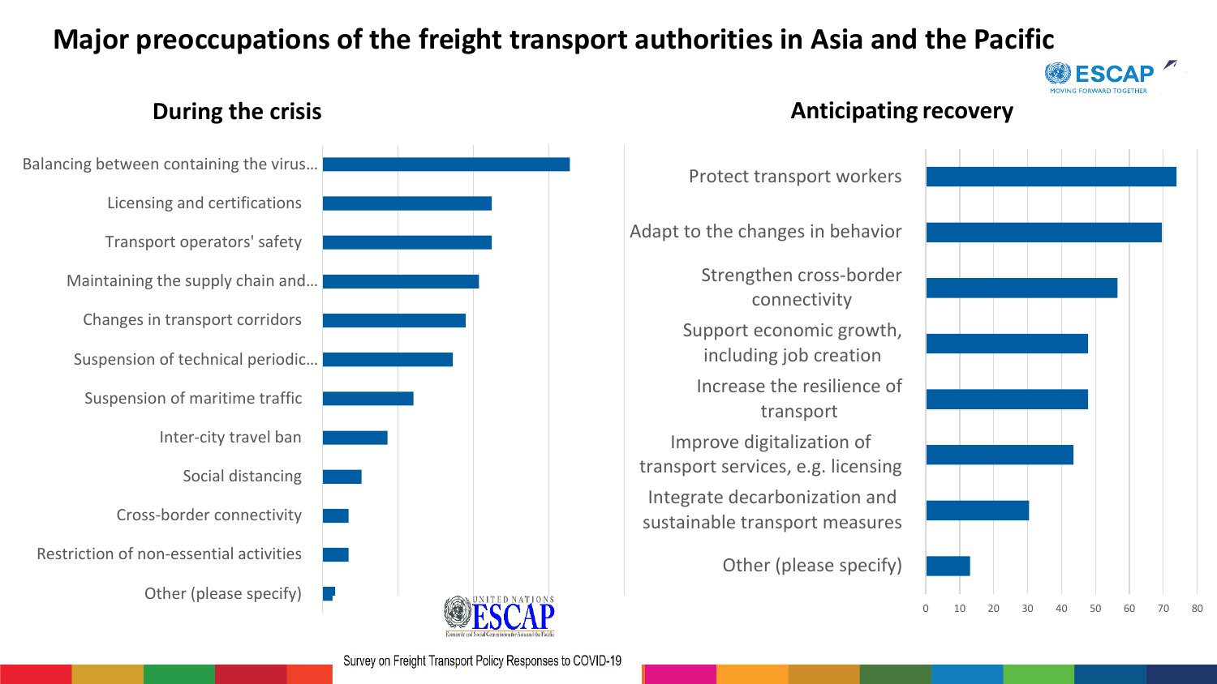# Major preoccupations of the freight transport authorities in Asia and the Pacific

## During the crisis

- Balancing between containing the virus…
- Licensing and certifications
- Transport operators' safety
- Maintaining the supply chain and…
- Changes in transport corridors
- Suspension of technical periodic…
- Suspension of maritime traffic
- Inter-city travel ban
- Social distancing
- Cross-border connectivity
- Restriction of non-essential activities
- Other (please specify)

## Anticipating recovery

| Preoccupation | Approx. value |
|---|---|
| Protect transport workers | 74 |
| Adapt to the changes in behavior | 70 |
| Strengthen cross-border connectivity | 56 |
| Support economic growth, including job creation | 48 |
| Increase the resilience of transport | 48 |
| Improve digitalization of transport services, e.g. licensing | 43 |
| Integrate decarbonization and sustainable transport measures | 30 |
| Other (please specify) | 13 |

Survey on Freight Transport Policy Responses to COVID-19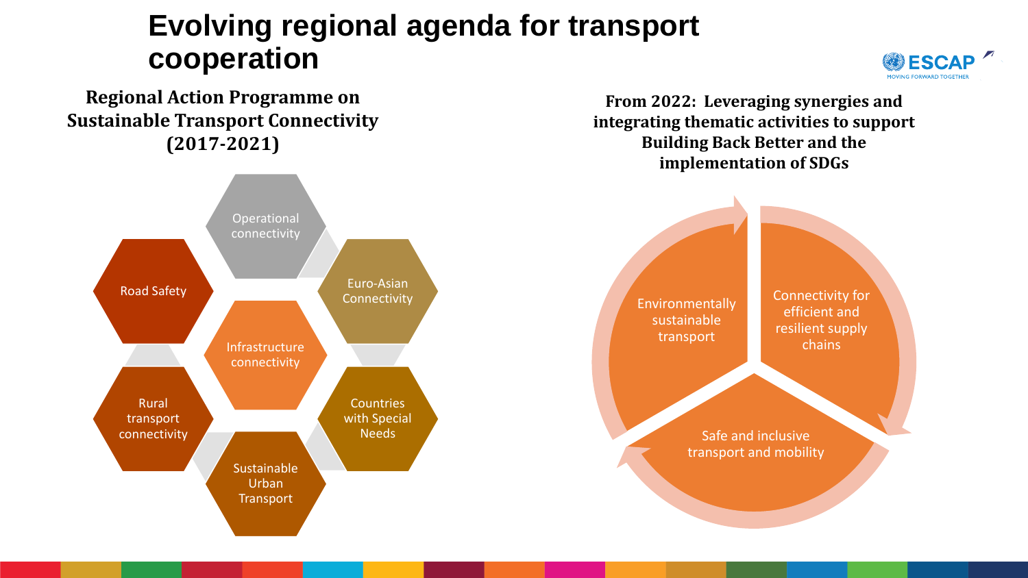# Evolving regional agenda for transport cooperation

## Regional Action Programme on Sustainable Transport Connectivity (2017-2021)

- Operational connectivity
- Euro-Asian Connectivity
- Countries with Special Needs
- Sustainable Urban Transport
- Rural transport connectivity
- Road Safety
- Infrastructure connectivity

## From 2022: Leveraging synergies and integrating thematic activities to support Building Back Better and the implementation of SDGs

- Environmentally sustainable transport
- Connectivity for efficient and resilient supply chains
- Safe and inclusive transport and mobility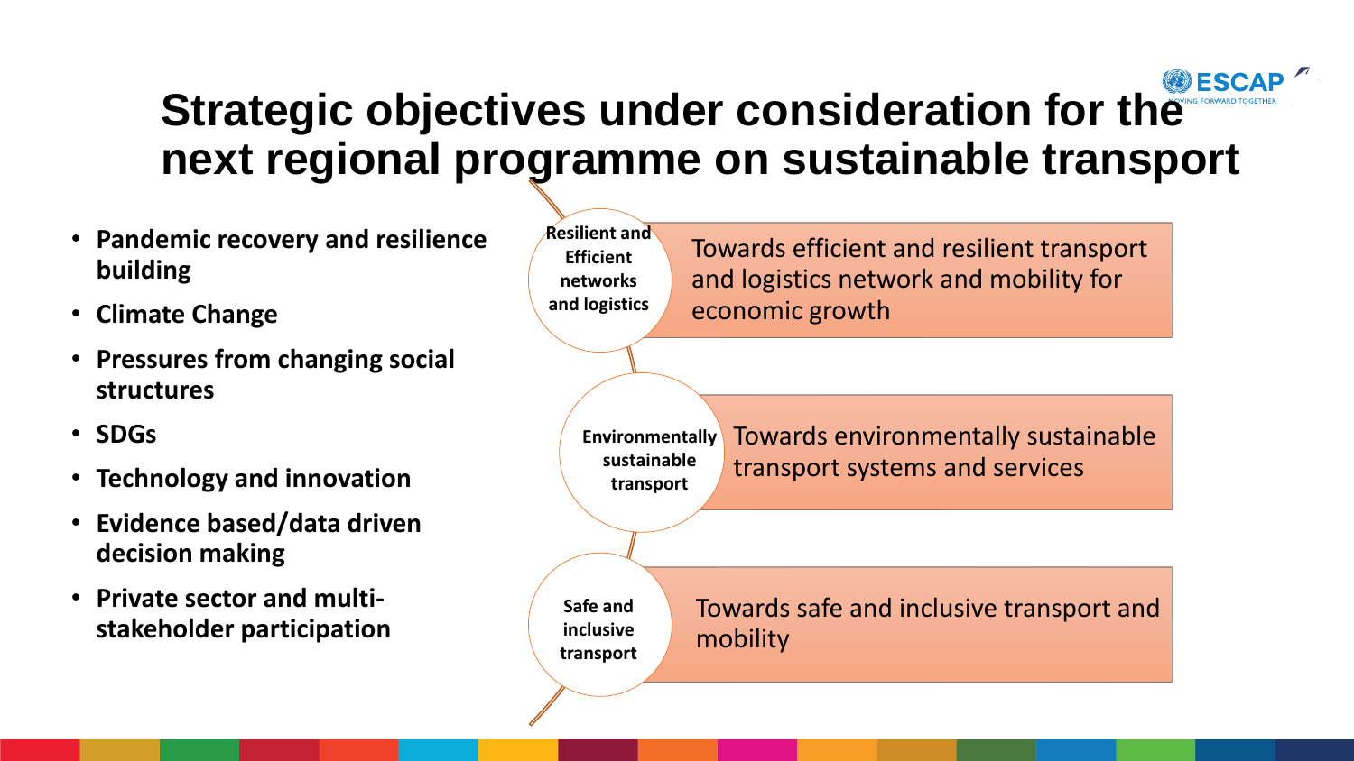# Strategic objectives under consideration for the next regional programme on sustainable transport

- **Pandemic recovery and resilience building**
- **Climate Change**
- **Pressures from changing social structures**
- **SDGs**
- **Technology and innovation**
- **Evidence based/data driven decision making**
- **Private sector and multi-stakeholder participation**

**Resilient and Efficient networks and logistics**

Towards efficient and resilient transport and logistics network and mobility for economic growth

**Environmentally sustainable transport**

Towards environmentally sustainable transport systems and services

**Safe and inclusive transport**

Towards safe and inclusive transport and mobility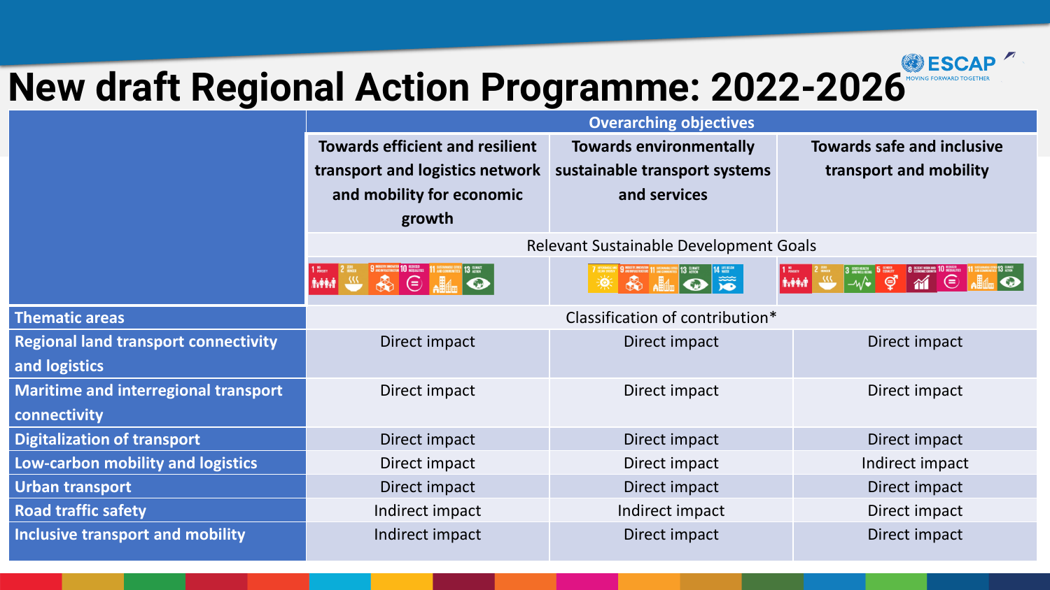# New draft Regional Action Programme: 2022-2026

| | Overarching objectives | | |
|---|---|---|---|
| | Towards efficient and resilient transport and logistics network and mobility for economic growth | Towards environmentally sustainable transport systems and services | Towards safe and inclusive transport and mobility |
| | Relevant Sustainable Development Goals | | |
| | 1, 2, 9, 10, 11, 13 | 7, 9, 11, 13, 14 | 1, 2, 3, 5, 8, 10, 11, 13 |
| **Thematic areas** | Classification of contribution* | | |
| **Regional land transport connectivity and logistics** | Direct impact | Direct impact | Direct impact |
| **Maritime and interregional transport connectivity** | Direct impact | Direct impact | Direct impact |
| **Digitalization of transport** | Direct impact | Direct impact | Direct impact |
| **Low-carbon mobility and logistics** | Direct impact | Direct impact | Indirect impact |
| **Urban transport** | Direct impact | Direct impact | Direct impact |
| **Road traffic safety** | Indirect impact | Indirect impact | Direct impact |
| **Inclusive transport and mobility** | Indirect impact | Direct impact | Direct impact |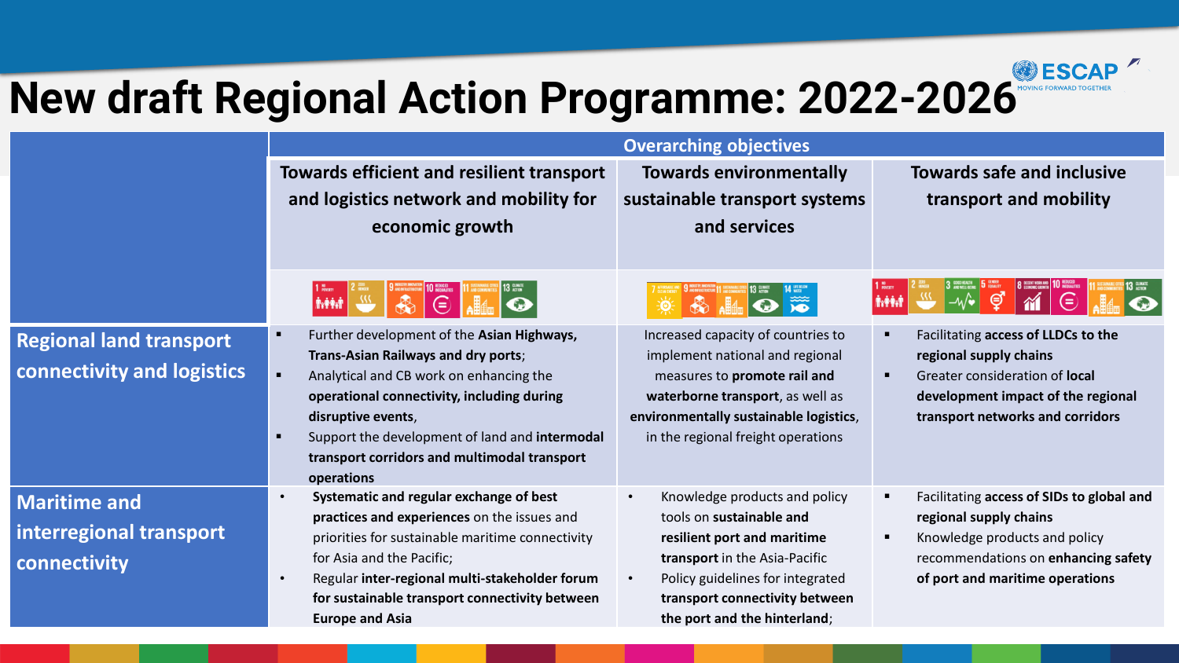# New draft Regional Action Programme: 2022-2026

| | Overarching objectives | | |
|---|---|---|---|
| | Towards efficient and resilient transport and logistics network and mobility for economic growth | Towards environmentally sustainable transport systems and services | Towards safe and inclusive transport and mobility |
| **Regional land transport connectivity and logistics** | ▪ Further development of the **Asian Highways, Trans-Asian Railways and dry ports**;<br>▪ Analytical and CB work on enhancing the **operational connectivity, including during disruptive events**,<br>▪ Support the development of land and **intermodal transport corridors and multimodal transport operations** | Increased capacity of countries to implement national and regional measures to **promote rail and waterborne transport**, as well as **environmentally sustainable logistics**, in the regional freight operations | ▪ Facilitating **access of LLDCs to the regional supply chains**<br>▪ Greater consideration of **local development impact of the regional transport networks and corridors** |
| **Maritime and interregional transport connectivity** | • **Systematic and regular exchange of best practices and experiences** on the issues and priorities for sustainable maritime connectivity for Asia and the Pacific;<br>• Regular **inter-regional multi-stakeholder forum for sustainable transport connectivity between Europe and Asia** | • Knowledge products and policy tools on **sustainable and resilient port and maritime transport** in the Asia-Pacific<br>• Policy guidelines for integrated **transport connectivity between the port and the hinterland**; | ▪ Facilitating **access of SIDs to global and regional supply chains**<br>▪ Knowledge products and policy recommendations on **enhancing safety of port and maritime operations** |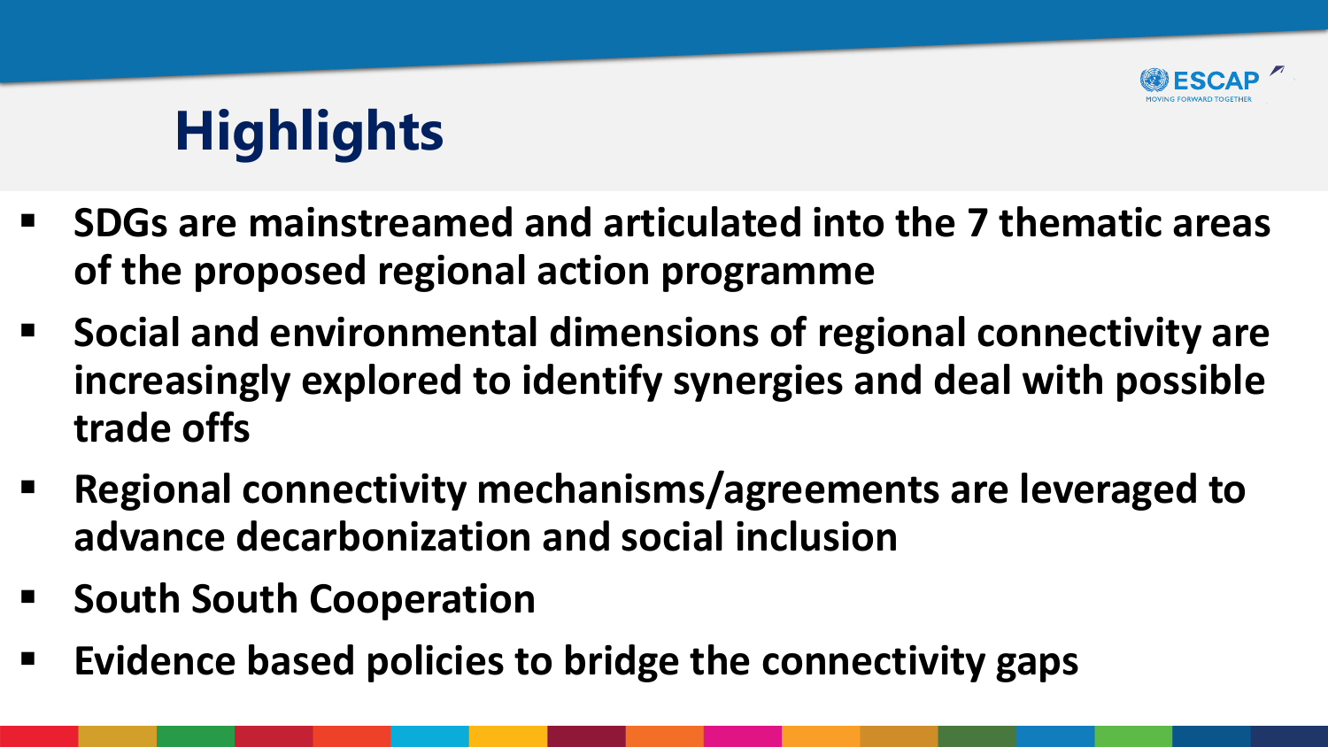# Highlights

- **SDGs are mainstreamed and articulated into the 7 thematic areas of the proposed regional action programme**
- **Social and environmental dimensions of regional connectivity are increasingly explored to identify synergies and deal with possible trade offs**
- **Regional connectivity mechanisms/agreements are leveraged to advance decarbonization and social inclusion**
- **South South Cooperation**
- **Evidence based policies to bridge the connectivity gaps**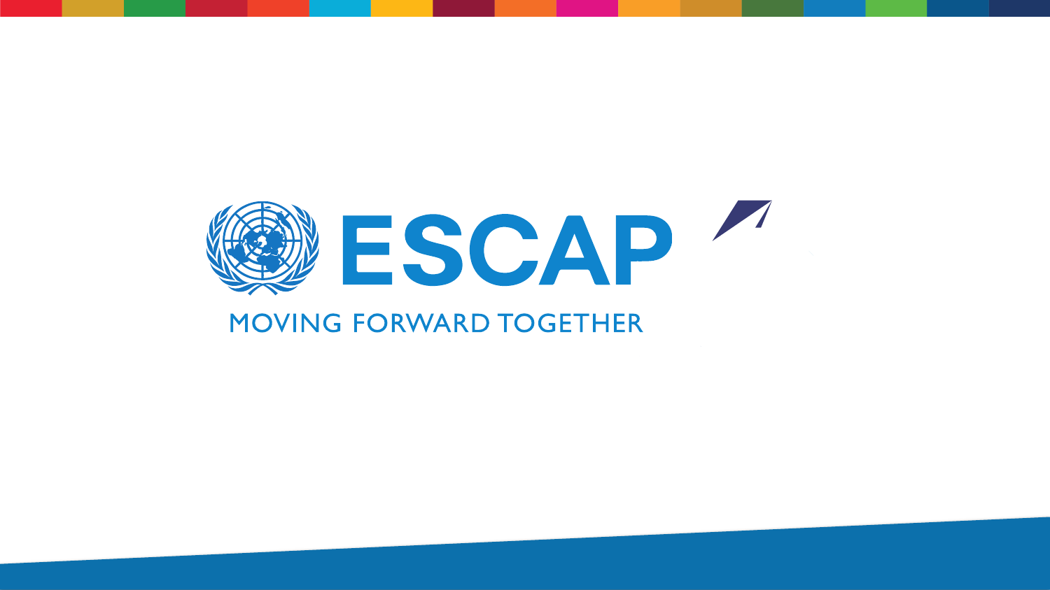ESCAP

MOVING FORWARD TOGETHER